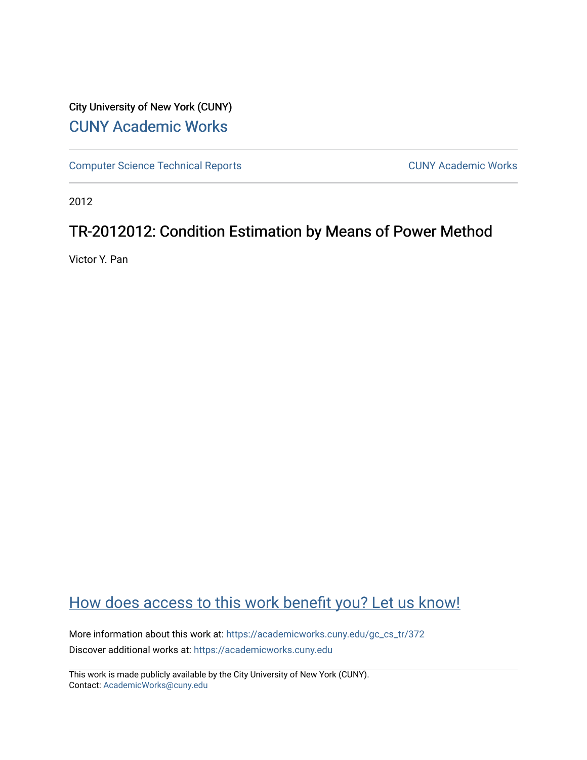City University of New York (CUNY)

[CUNY Academic Works](https://academicworks.cuny.edu)

[Computer Science Technical Reports](https://academicworks.cuny.edu/gc_cs_tr) | [CUNY Academic Works](https://academicworks.cuny.edu)

2012

# TR-2012012: Condition Estimation by Means of Power Method

Victor Y. Pan

## [How does access to this work benefit you? Let us know!](https://academicworks.cuny.edu)

More information about this work at: https://academicworks.cuny.edu/gc_cs_tr/372

Discover additional works at: https://academicworks.cuny.edu

This work is made publicly available by the City University of New York (CUNY).
Contact: AcademicWorks@cuny.edu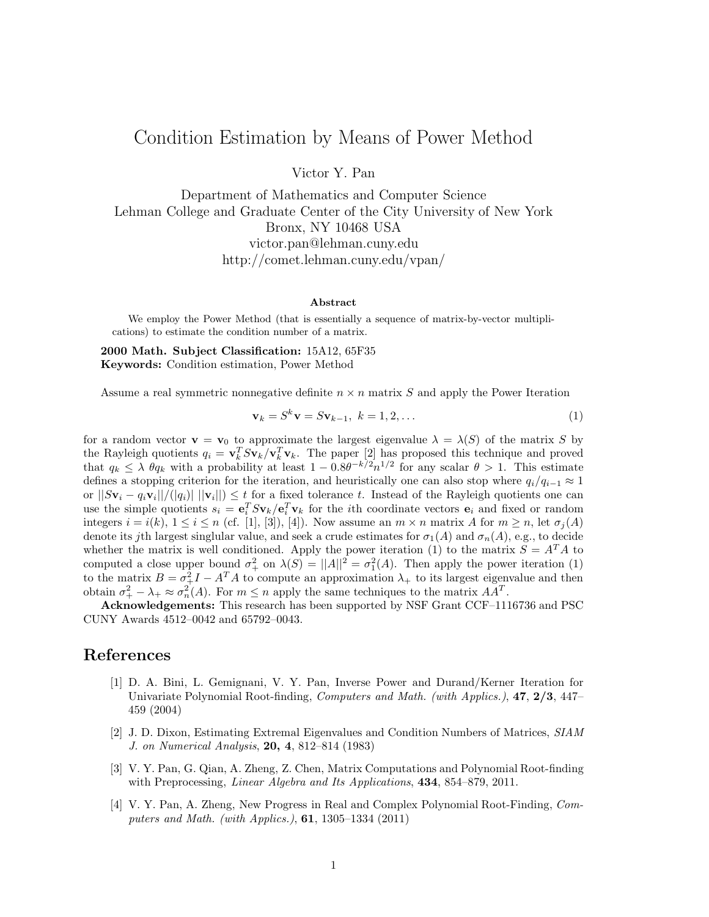# Condition Estimation by Means of Power Method

Victor Y. Pan

Department of Mathematics and Computer Science
Lehman College and Graduate Center of the City University of New York
Bronx, NY 10468 USA
victor.pan@lehman.cuny.edu
http://comet.lehman.cuny.edu/vpan/

### Abstract

We employ the Power Method (that is essentially a sequence of matrix-by-vector multiplications) to estimate the condition number of a matrix.

**2000 Math. Subject Classification:** 15A12, 65F35
**Keywords:** Condition estimation, Power Method

Assume a real symmetric nonnegative definite $n \times n$ matrix $S$ and apply the Power Iteration

$$\mathbf{v}_k = S^k \mathbf{v} = S\mathbf{v}_{k-1},\ k = 1, 2, \dots \tag{1}$$

for a random vector $\mathbf{v} = \mathbf{v}_0$ to approximate the largest eigenvalue $\lambda = \lambda(S)$ of the matrix $S$ by the Rayleigh quotients $q_i = \mathbf{v}_k^T S \mathbf{v}_k / \mathbf{v}_k^T \mathbf{v}_k$. The paper [2] has proposed this technique and proved that $q_k \le \lambda\ \theta q_k$ with a probability at least $1 - 0.8\theta^{-k/2} n^{1/2}$ for any scalar $\theta > 1$. This estimate defines a stopping criterion for the iteration, and heuristically one can also stop where $q_i/q_{i-1} \approx 1$ or $||S\mathbf{v}_i - q_i \mathbf{v}_i||/(|q_i|\ ||\mathbf{v}_i||) \le t$ for a fixed tolerance $t$. Instead of the Rayleigh quotients one can use the simple quotients $s_i = \mathbf{e}_i^T S \mathbf{v}_k / \mathbf{e}_i^T \mathbf{v}_k$ for the $i$th coordinate vectors $\mathbf{e}_i$ and fixed or random integers $i = i(k)$, $1 \le i \le n$ (cf. [1], [3]), [4]). Now assume an $m \times n$ matrix $A$ for $m \ge n$, let $\sigma_j(A)$ denote its $j$th largest singlular value, and seek a crude estimates for $\sigma_1(A)$ and $\sigma_n(A)$, e.g., to decide whether the matrix is well conditioned. Apply the power iteration (1) to the matrix $S = A^T A$ to computed a close upper bound $\sigma_+^2$ on $\lambda(S) = ||A||^2 = \sigma_1^2(A)$. Then apply the power iteration (1) to the matrix $B = \sigma_+^2 I - A^T A$ to compute an approximation $\lambda_+$ to its largest eigenvalue and then obtain $\sigma_+^2 - \lambda_+ \approx \sigma_n^2(A)$. For $m \le n$ apply the same techniques to the matrix $AA^T$.

**Acknowledgements:** This research has been supported by NSF Grant CCF–1116736 and PSC CUNY Awards 4512–0042 and 65792–0043.

## References

[1] D. A. Bini, L. Gemignani, V. Y. Pan, Inverse Power and Durand/Kerner Iteration for Univariate Polynomial Root-finding, *Computers and Math. (with Applics.)*, **47**, **2/3**, 447–459 (2004)

[2] J. D. Dixon, Estimating Extremal Eigenvalues and Condition Numbers of Matrices, *SIAM J. on Numerical Analysis*, **20, 4**, 812–814 (1983)

[3] V. Y. Pan, G. Qian, A. Zheng, Z. Chen, Matrix Computations and Polynomial Root-finding with Preprocessing, *Linear Algebra and Its Applications*, **434**, 854–879, 2011.

[4] V. Y. Pan, A. Zheng, New Progress in Real and Complex Polynomial Root-Finding, *Computers and Math. (with Applics.)*, **61**, 1305–1334 (2011)